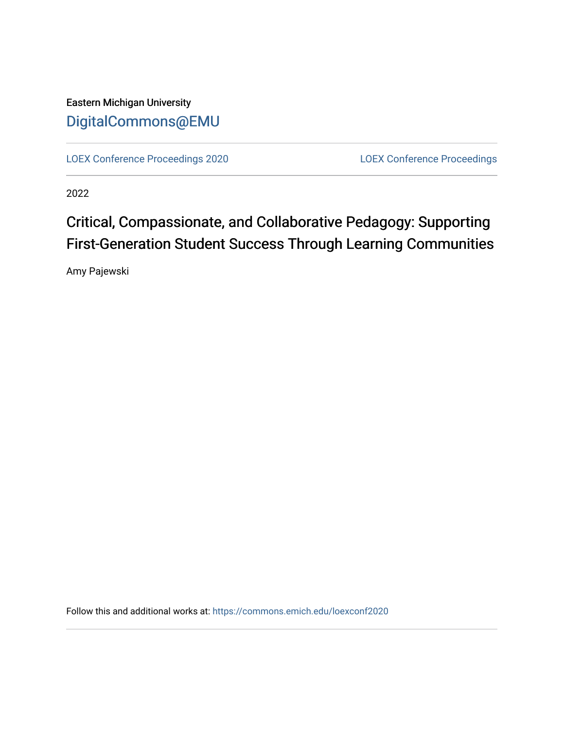Eastern Michigan University

DigitalCommons@EMU

LOEX Conference Proceedings 2020

LOEX Conference Proceedings

2022

# Critical, Compassionate, and Collaborative Pedagogy: Supporting First-Generation Student Success Through Learning Communities

Amy Pajewski

Follow this and additional works at: https://commons.emich.edu/loexconf2020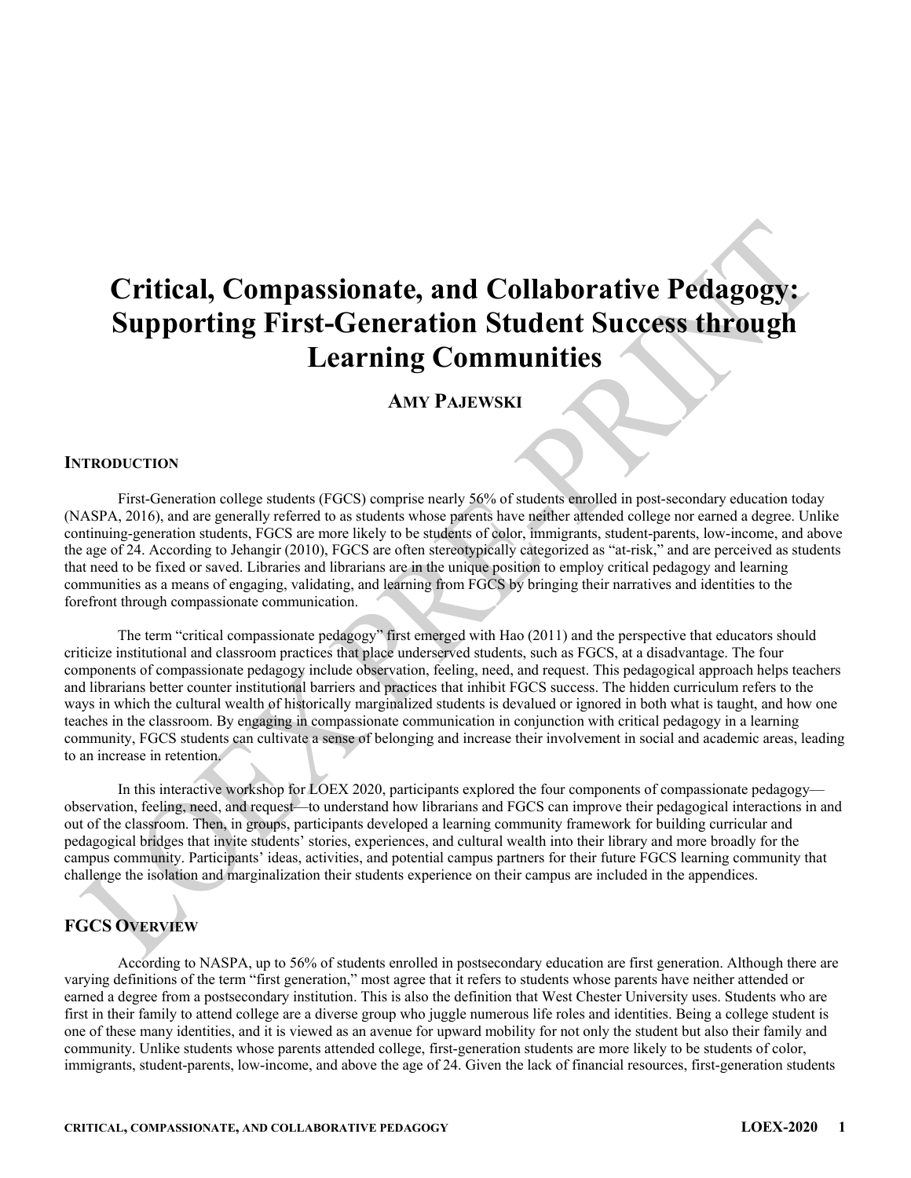# Critical, Compassionate, and Collaborative Pedagogy: Supporting First-Generation Student Success through Learning Communities

**AMY PAJEWSKI**

## INTRODUCTION

First-Generation college students (FGCS) comprise nearly 56% of students enrolled in post-secondary education today (NASPA, 2016), and are generally referred to as students whose parents have neither attended college nor earned a degree. Unlike continuing-generation students, FGCS are more likely to be students of color, immigrants, student-parents, low-income, and above the age of 24. According to Jehangir (2010), FGCS are often stereotypically categorized as "at-risk," and are perceived as students that need to be fixed or saved. Libraries and librarians are in the unique position to employ critical pedagogy and learning communities as a means of engaging, validating, and learning from FGCS by bringing their narratives and identities to the forefront through compassionate communication.

The term "critical compassionate pedagogy" first emerged with Hao (2011) and the perspective that educators should criticize institutional and classroom practices that place underserved students, such as FGCS, at a disadvantage. The four components of compassionate pedagogy include observation, feeling, need, and request. This pedagogical approach helps teachers and librarians better counter institutional barriers and practices that inhibit FGCS success. The hidden curriculum refers to the ways in which the cultural wealth of historically marginalized students is devalued or ignored in both what is taught, and how one teaches in the classroom. By engaging in compassionate communication in conjunction with critical pedagogy in a learning community, FGCS students can cultivate a sense of belonging and increase their involvement in social and academic areas, leading to an increase in retention.

In this interactive workshop for LOEX 2020, participants explored the four components of compassionate pedagogy—observation, feeling, need, and request—to understand how librarians and FGCS can improve their pedagogical interactions in and out of the classroom. Then, in groups, participants developed a learning community framework for building curricular and pedagogical bridges that invite students' stories, experiences, and cultural wealth into their library and more broadly for the campus community. Participants' ideas, activities, and potential campus partners for their future FGCS learning community that challenge the isolation and marginalization their students experience on their campus are included in the appendices.

## FGCS OVERVIEW

According to NASPA, up to 56% of students enrolled in postsecondary education are first generation. Although there are varying definitions of the term "first generation," most agree that it refers to students whose parents have neither attended or earned a degree from a postsecondary institution. This is also the definition that West Chester University uses. Students who are first in their family to attend college are a diverse group who juggle numerous life roles and identities. Being a college student is one of these many identities, and it is viewed as an avenue for upward mobility for not only the student but also their family and community. Unlike students whose parents attended college, first-generation students are more likely to be students of color, immigrants, student-parents, low-income, and above the age of 24. Given the lack of financial resources, first-generation students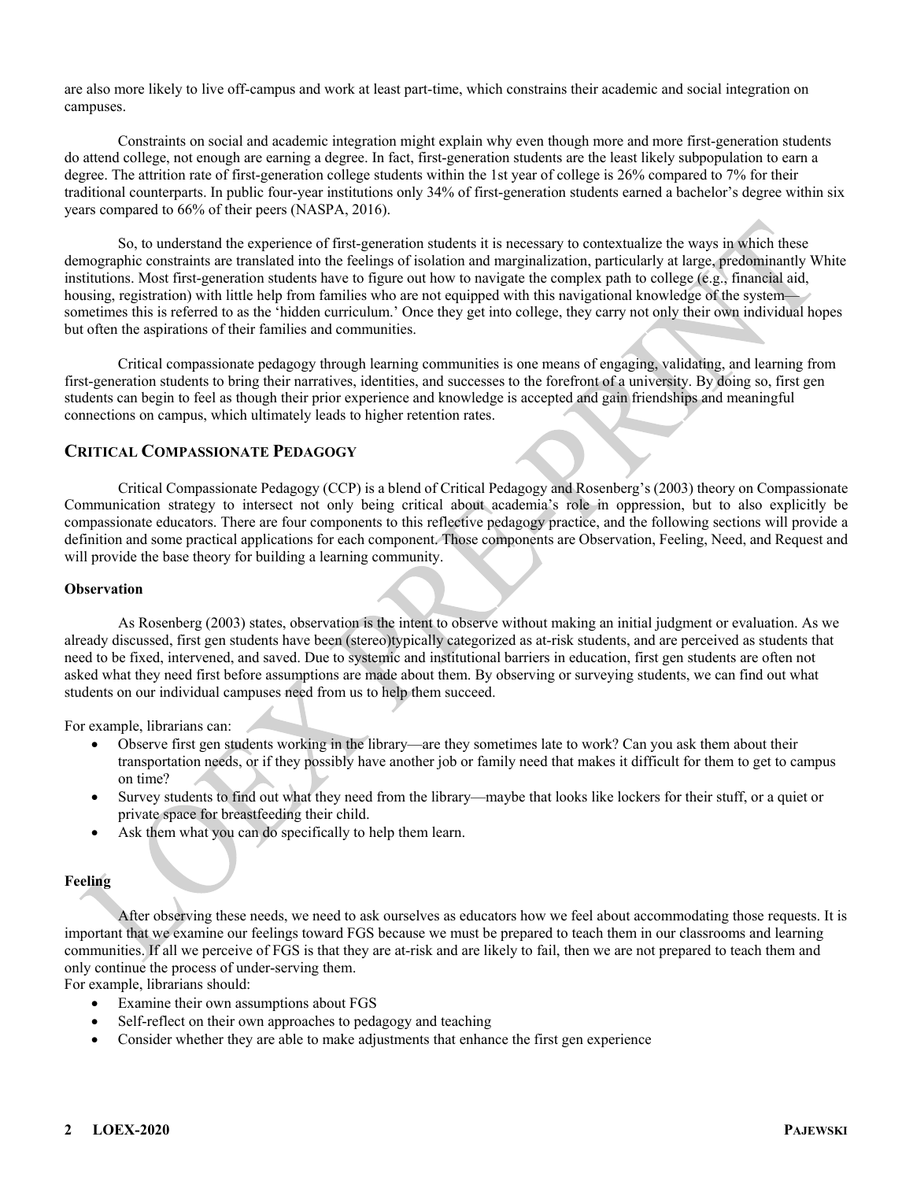are also more likely to live off-campus and work at least part-time, which constrains their academic and social integration on campuses.

Constraints on social and academic integration might explain why even though more and more first-generation students do attend college, not enough are earning a degree. In fact, first-generation students are the least likely subpopulation to earn a degree. The attrition rate of first-generation college students within the 1st year of college is 26% compared to 7% for their traditional counterparts. In public four-year institutions only 34% of first-generation students earned a bachelor's degree within six years compared to 66% of their peers (NASPA, 2016).

So, to understand the experience of first-generation students it is necessary to contextualize the ways in which these demographic constraints are translated into the feelings of isolation and marginalization, particularly at large, predominantly White institutions. Most first-generation students have to figure out how to navigate the complex path to college (e.g., financial aid, housing, registration) with little help from families who are not equipped with this navigational knowledge of the system—sometimes this is referred to as the 'hidden curriculum.' Once they get into college, they carry not only their own individual hopes but often the aspirations of their families and communities.

Critical compassionate pedagogy through learning communities is one means of engaging, validating, and learning from first-generation students to bring their narratives, identities, and successes to the forefront of a university. By doing so, first gen students can begin to feel as though their prior experience and knowledge is accepted and gain friendships and meaningful connections on campus, which ultimately leads to higher retention rates.

## CRITICAL COMPASSIONATE PEDAGOGY

Critical Compassionate Pedagogy (CCP) is a blend of Critical Pedagogy and Rosenberg's (2003) theory on Compassionate Communication strategy to intersect not only being critical about academia's role in oppression, but to also explicitly be compassionate educators. There are four components to this reflective pedagogy practice, and the following sections will provide a definition and some practical applications for each component. Those components are Observation, Feeling, Need, and Request and will provide the base theory for building a learning community.

### Observation

As Rosenberg (2003) states, observation is the intent to observe without making an initial judgment or evaluation. As we already discussed, first gen students have been (stereo)typically categorized as at-risk students, and are perceived as students that need to be fixed, intervened, and saved. Due to systemic and institutional barriers in education, first gen students are often not asked what they need first before assumptions are made about them. By observing or surveying students, we can find out what students on our individual campuses need from us to help them succeed.

For example, librarians can:

- Observe first gen students working in the library—are they sometimes late to work? Can you ask them about their transportation needs, or if they possibly have another job or family need that makes it difficult for them to get to campus on time?
- Survey students to find out what they need from the library—maybe that looks like lockers for their stuff, or a quiet or private space for breastfeeding their child.
- Ask them what you can do specifically to help them learn.

### Feeling

After observing these needs, we need to ask ourselves as educators how we feel about accommodating those requests. It is important that we examine our feelings toward FGS because we must be prepared to teach them in our classrooms and learning communities. If all we perceive of FGS is that they are at-risk and are likely to fail, then we are not prepared to teach them and only continue the process of under-serving them.

For example, librarians should:

- Examine their own assumptions about FGS
- Self-reflect on their own approaches to pedagogy and teaching
- Consider whether they are able to make adjustments that enhance the first gen experience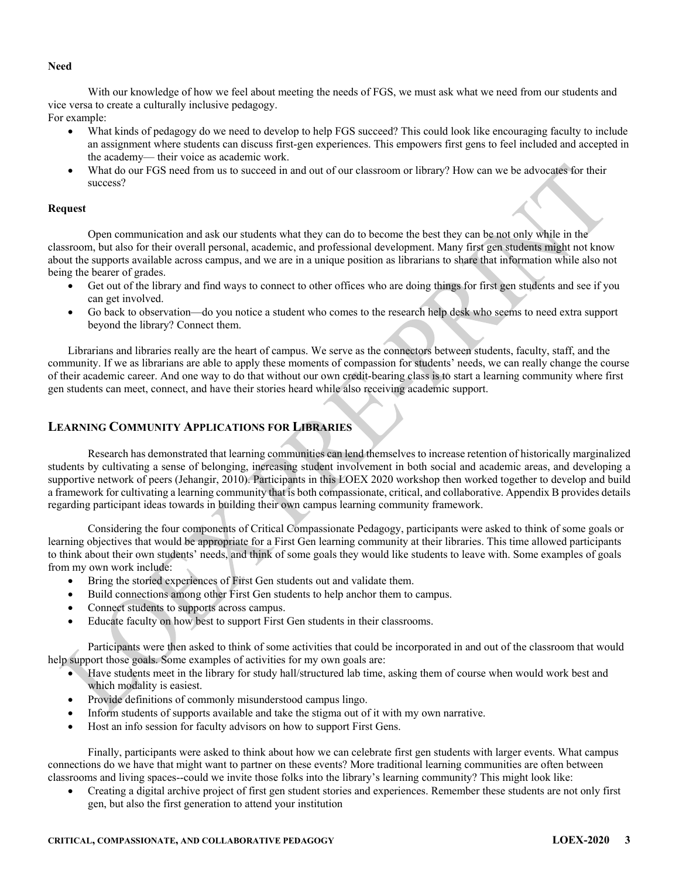**Need**

With our knowledge of how we feel about meeting the needs of FGS, we must ask what we need from our students and vice versa to create a culturally inclusive pedagogy.
For example:

- What kinds of pedagogy do we need to develop to help FGS succeed? This could look like encouraging faculty to include an assignment where students can discuss first-gen experiences. This empowers first gens to feel included and accepted in the academy— their voice as academic work.
- What do our FGS need from us to succeed in and out of our classroom or library? How can we be advocates for their success?

**Request**

Open communication and ask our students what they can do to become the best they can be not only while in the classroom, but also for their overall personal, academic, and professional development. Many first gen students might not know about the supports available across campus, and we are in a unique position as librarians to share that information while also not being the bearer of grades.

- Get out of the library and find ways to connect to other offices who are doing things for first gen students and see if you can get involved.
- Go back to observation—do you notice a student who comes to the research help desk who seems to need extra support beyond the library? Connect them.

Librarians and libraries really are the heart of campus. We serve as the connectors between students, faculty, staff, and the community. If we as librarians are able to apply these moments of compassion for students' needs, we can really change the course of their academic career. And one way to do that without our own credit-bearing class is to start a learning community where first gen students can meet, connect, and have their stories heard while also receiving academic support.

## Learning Community Applications for Libraries

Research has demonstrated that learning communities can lend themselves to increase retention of historically marginalized students by cultivating a sense of belonging, increasing student involvement in both social and academic areas, and developing a supportive network of peers (Jehangir, 2010). Participants in this LOEX 2020 workshop then worked together to develop and build a framework for cultivating a learning community that is both compassionate, critical, and collaborative. Appendix B provides details regarding participant ideas towards in building their own campus learning community framework.

Considering the four components of Critical Compassionate Pedagogy, participants were asked to think of some goals or learning objectives that would be appropriate for a First Gen learning community at their libraries. This time allowed participants to think about their own students' needs, and think of some goals they would like students to leave with. Some examples of goals from my own work include:

- Bring the storied experiences of First Gen students out and validate them.
- Build connections among other First Gen students to help anchor them to campus.
- Connect students to supports across campus.
- Educate faculty on how best to support First Gen students in their classrooms.

Participants were then asked to think of some activities that could be incorporated in and out of the classroom that would help support those goals. Some examples of activities for my own goals are:

- Have students meet in the library for study hall/structured lab time, asking them of course when would work best and which modality is easiest.
- Provide definitions of commonly misunderstood campus lingo.
- Inform students of supports available and take the stigma out of it with my own narrative.
- Host an info session for faculty advisors on how to support First Gens.

Finally, participants were asked to think about how we can celebrate first gen students with larger events. What campus connections do we have that might want to partner on these events? More traditional learning communities are often between classrooms and living spaces--could we invite those folks into the library's learning community? This might look like:

- Creating a digital archive project of first gen student stories and experiences. Remember these students are not only first gen, but also the first generation to attend your institution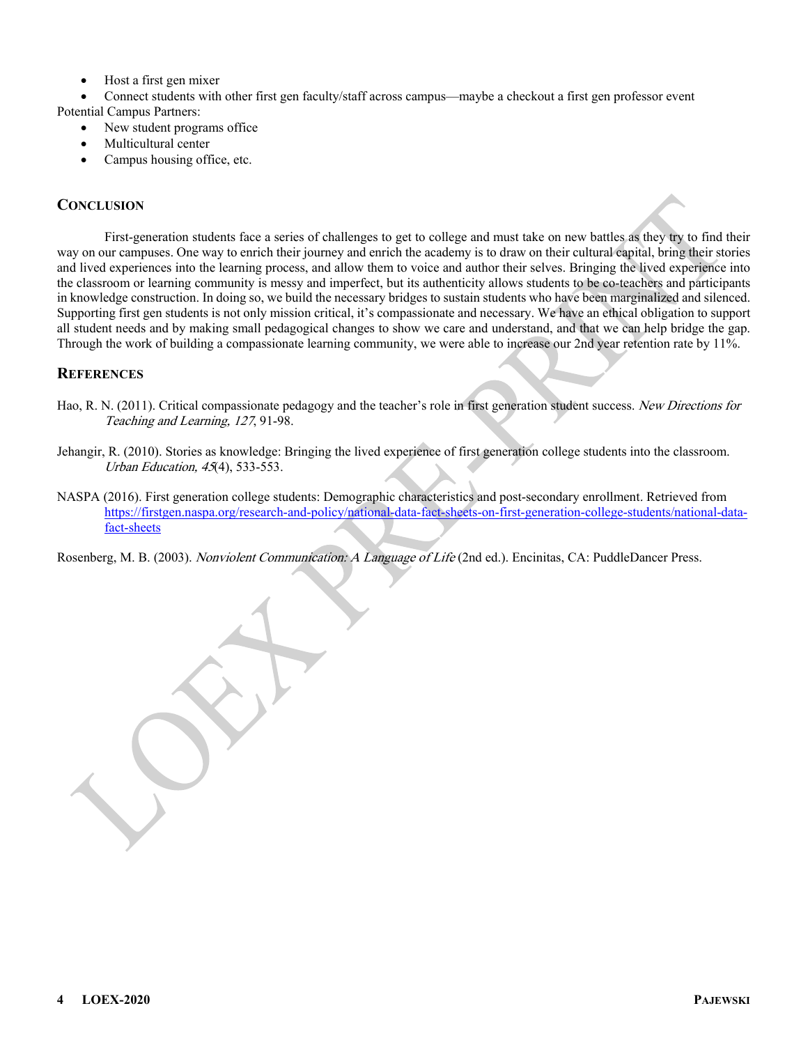- Host a first gen mixer
- Connect students with other first gen faculty/staff across campus—maybe a checkout a first gen professor event

Potential Campus Partners:

- New student programs office
- Multicultural center
- Campus housing office, etc.

## Conclusion

First-generation students face a series of challenges to get to college and must take on new battles as they try to find their way on our campuses. One way to enrich their journey and enrich the academy is to draw on their cultural capital, bring their stories and lived experiences into the learning process, and allow them to voice and author their selves. Bringing the lived experience into the classroom or learning community is messy and imperfect, but its authenticity allows students to be co-teachers and participants in knowledge construction. In doing so, we build the necessary bridges to sustain students who have been marginalized and silenced. Supporting first gen students is not only mission critical, it's compassionate and necessary. We have an ethical obligation to support all student needs and by making small pedagogical changes to show we care and understand, and that we can help bridge the gap. Through the work of building a compassionate learning community, we were able to increase our 2nd year retention rate by 11%.

## References

Hao, R. N. (2011). Critical compassionate pedagogy and the teacher's role in first generation student success. *New Directions for Teaching and Learning, 127*, 91-98.

Jehangir, R. (2010). Stories as knowledge: Bringing the lived experience of first generation college students into the classroom. *Urban Education, 45*(4), 533-553.

NASPA (2016). First generation college students: Demographic characteristics and post-secondary enrollment. Retrieved from https://firstgen.naspa.org/research-and-policy/national-data-fact-sheets-on-first-generation-college-students/national-data-fact-sheets

Rosenberg, M. B. (2003). *Nonviolent Communication: A Language of Life* (2nd ed.). Encinitas, CA: PuddleDancer Press.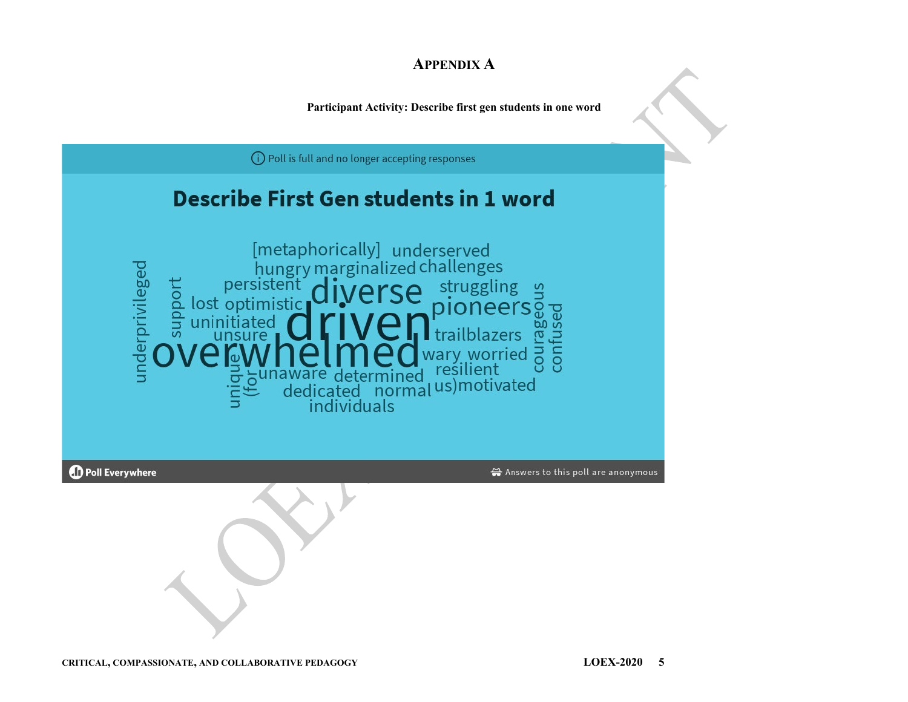## Appendix A

**Participant Activity: Describe first gen students in one word**

Poll is full and no longer accepting responses

### Describe First Gen students in 1 word

[metaphorically] underserved hungry marginalized challenges persistent diverse struggling lost optimistic pioneers courageous confused underprivileged support uninitiated driven unsure trailblazers overwhelmed wary worried unique (for unaware determined resilient dedicated normal us)motivated individuals

Poll Everywhere

Answers to this poll are anonymous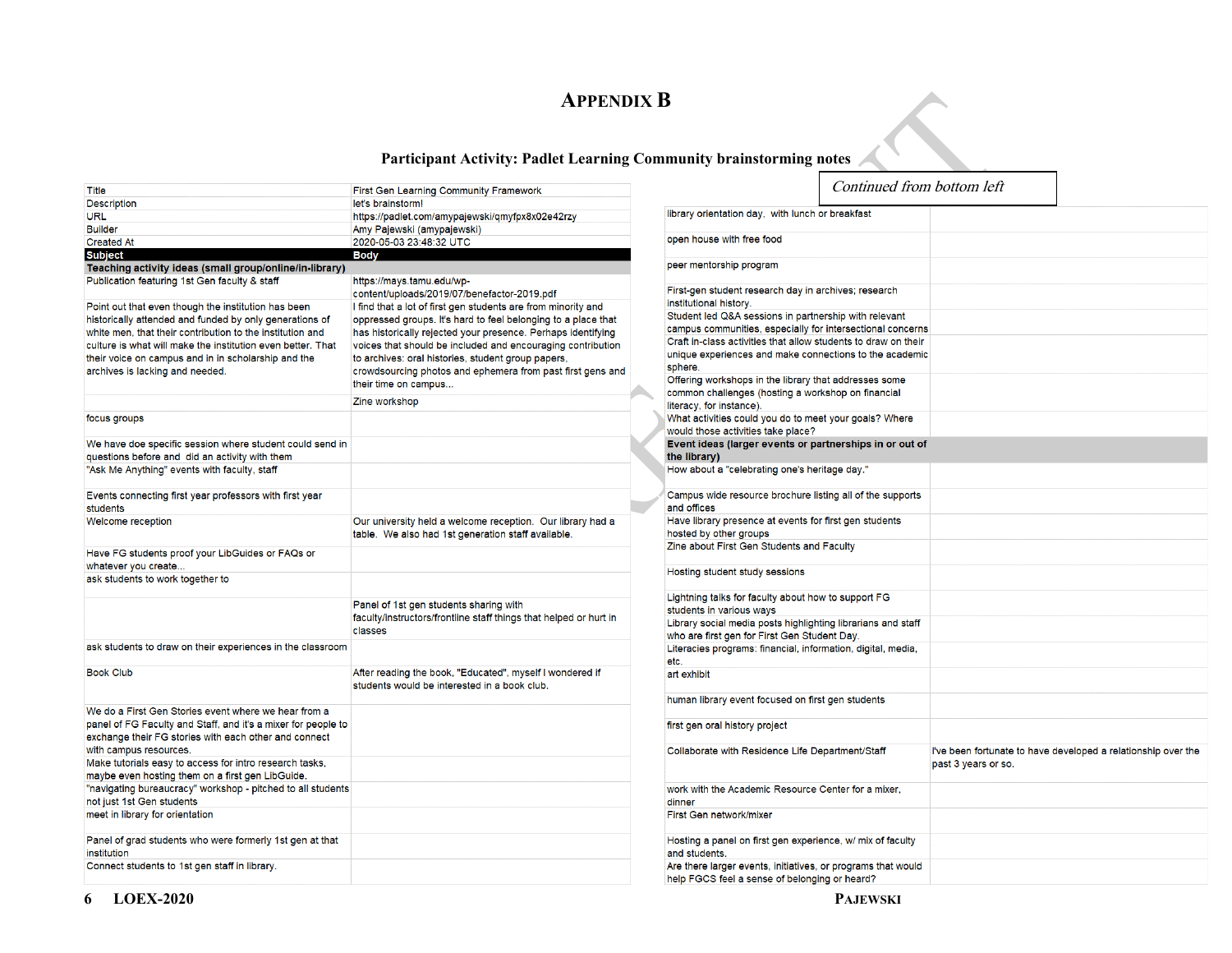# Appendix B

**Participant Activity: Padlet Learning Community brainstorming notes**

| Title | First Gen Learning Community Framework |
|---|---|
| Description | let's brainstorm! |
| URL | https://padlet.com/amypajewski/qmyfpx8x02e42rzy |
| Builder | Amy Pajewski (amypajewski) |
| Created At | 2020-05-03 23:48:32 UTC |
| **Subject** | **Body** |
| **Teaching activity ideas (small group/online/in-library)** | |
| Publication featuring 1st Gen faculty & staff | https://mays.tamu.edu/wp-content/uploads/2019/07/benefactor-2019.pdf |
| Point out that even though the institution has been historically attended and funded by only generations of white men, that their contribution to the institution and culture is what will make the institution even better. That their voice on campus and in in scholarship and the archives is lacking and needed. | I find that a lot of first gen students are from minority and oppressed groups. It's hard to feel belonging to a place that has historically rejected your presence. Perhaps identifying voices that should be included and encouraging contribution to archives: oral histories, student group papers, crowdsourcing photos and ephemera from past first gens and their time on campus... |
| | Zine workshop |
| focus groups | |
| We have doe specific session where student could send in questions before and did an activity with them | |
| "Ask Me Anything" events with faculty, staff | |
| Events connecting first year professors with first year students | |
| Welcome reception | Our university held a welcome reception. Our library had a table. We also had 1st generation staff available. |
| Have FG students proof your LibGuides or FAQs or whatever you create... | |
| ask students to work together to | |
| | Panel of 1st gen students sharing with faculty/instructors/frontline staff things that helped or hurt in classes |
| ask students to draw on their experiences in the classroom | |
| Book Club | After reading the book, "Educated", myself I wondered if students would be interested in a book club. |
| We do a First Gen Stories event where we hear from a panel of FG Faculty and Staff, and it's a mixer for people to exchange their FG stories with each other and connect with campus resources. | |
| Make tutorials easy to access for intro research tasks, maybe even hosting them on a first gen LibGuide. | |
| "navigating bureaucracy" workshop - pitched to all students not just 1st Gen students | |
| meet in library for orientation | |
| Panel of grad students who were formerly 1st gen at that institution | |
| Connect students to 1st gen staff in library. | |
| library orientation day, with lunch or breakfast | |
| open house with free food | |
| peer mentorship program | |
| First-gen student research day in archives; research institutional history. | |
| Student led Q&A sessions in partnership with relevant campus communities, especially for intersectional concerns | |
| Craft in-class activities that allow students to draw on their unique experiences and make connections to the academic sphere. | |
| Offering workshops in the library that addresses some common challenges (hosting a workshop on financial literacy, for instance). | |
| What activities could you do to meet your goals? Where would those activities take place? | |
| **Event ideas (larger events or partnerships in or out of the library)** | |
| How about a "celebrating one's heritage day." | |
| Campus wide resource brochure listing all of the supports and offices | |
| Have library presence at events for first gen students hosted by other groups | |
| Zine about First Gen Students and Faculty | |
| Hosting student study sessions | |
| Lightning talks for faculty about how to support FG students in various ways | |
| Library social media posts highlighting librarians and staff who are first gen for First Gen Student Day. | |
| Literacies programs: financial, information, digital, media, etc. | |
| art exhibit | |
| human library event focused on first gen students | |
| first gen oral history project | |
| Collaborate with Residence Life Department/Staff | I've been fortunate to have developed a relationship over the past 3 years or so. |
| work with the Academic Resource Center for a mixer, dinner | |
| First Gen network/mixer | |
| Hosting a panel on first gen experience, w/ mix of faculty and students. | |
| Are there larger events, initiatives, or programs that would help FGCS feel a sense of belonging or heard? | |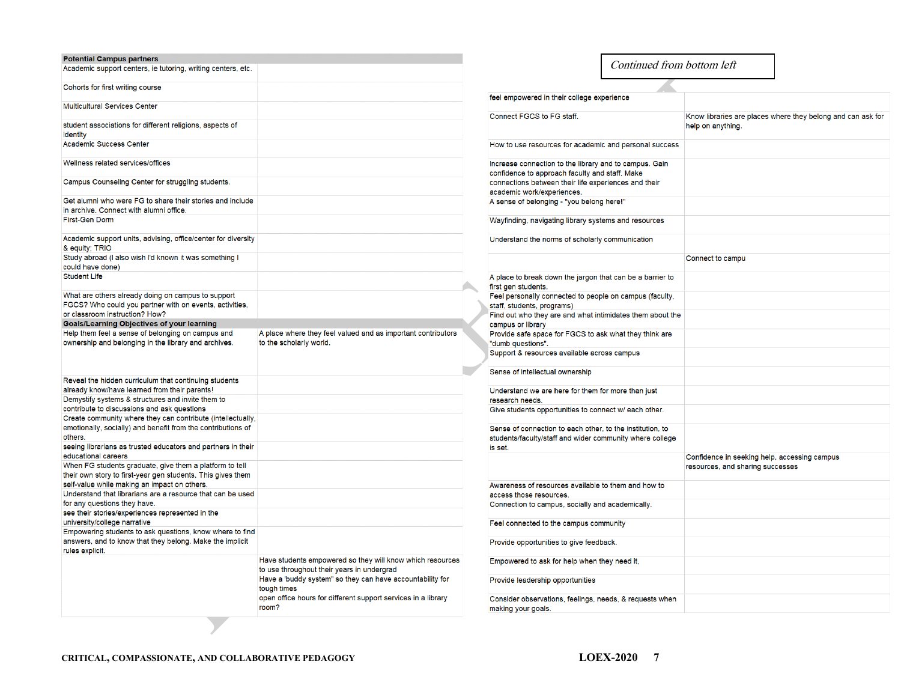| | |
|---|---|
| **Potential Campus partners** | |
| Academic support centers, ie tutoring, writing centers, etc. | |
| Cohorts for first writing course | |
| Multicultural Services Center | |
| student associations for different religions, aspects of identity | |
| Academic Success Center | |
| Wellness related services/offices | |
| Campus Counseling Center for struggling students. | |
| Get alumni who were FG to share their stories and include in archive. Connect with alumni office. | |
| First-Gen Dorm | |
| Academic support units, advising, office/center for diversity & equity; TRIO | |
| Study abroad (I also wish I'd known it was something I could have done) | |
| Student Life | |
| What are others already doing on campus to support FGCS? Who could you partner with on events, activities, or classroom instruction? How? | |
| **Goals/Learning Objectives of your learning** | |
| Help them feel a sense of belonging on campus and ownership and belonging in the library and archives. | A place where they feel valued and as important contributors to the scholarly world. |
| Reveal the hidden curriculum that continuing students already know/have learned from their parents! | |
| Demystify systems & structures and invite them to contribute to discussions and ask questions | |
| Create community where they can contribute (intellectually, emotionally, socially) and benefit from the contributions of others. | |
| seeing librarians as trusted educators and partners in their educational careers | |
| When FG students graduate, give them a platform to tell their own story to first-year gen students. This gives them self-value while making an impact on others. | |
| Understand that librarians are a resource that can be used for any questions they have. | |
| see their stories/experiences represented in the university/college narrative | |
| Empowering students to ask questions, know where to find answers, and to know that they belong. Make the implicit rules explicit. | |
| | Have students empowered so they will know which resources to use throughout their years in undergrad<br>Have a 'buddy system" so they can have accountability for tough times<br>open office hours for different support services in a library room? |

*Continued from bottom left*

| | |
|---|---|
| feel empowered in their college experience | |
| Connect FGCS to FG staff. | Know libraries are places where they belong and can ask for help on anything. |
| How to use resources for academic and personal success | |
| Increase connection to the library and to campus. Gain confidence to approach faculty and staff. Make connections between their life experiences and their academic work/experiences. | |
| A sense of belonging - "you belong here!" | |
| Wayfinding, navigating library systems and resources | |
| Understand the norms of scholarly communication | |
| | Connect to campu |
| A place to break down the jargon that can be a barrier to first gen students. | |
| Feel personally connected to people on campus (faculty, staff, students, programs) | |
| Find out who they are and what intimidates them about the campus or library | |
| Provide safe space for FGCS to ask what they think are "dumb questions". | |
| Support & resources available across campus | |
| Sense of intellectual ownership | |
| Understand we are here for them for more than just research needs. | |
| Give students opportunities to connect w/ each other. | |
| Sense of connection to each other, to the institution, to students/faculty/staff and wider community where college is set. | |
| | Confidence in seeking help, accessing campus resources, and sharing successes |
| Awareness of resources available to them and how to access those resources. | |
| Connection to campus, socially and academically. | |
| Feel connected to the campus community | |
| Provide opportunities to give feedback. | |
| Empowered to ask for help when they need it. | |
| Provide leadership opportunities | |
| Consider observations, feelings, needs, & requests when making your goals. | |